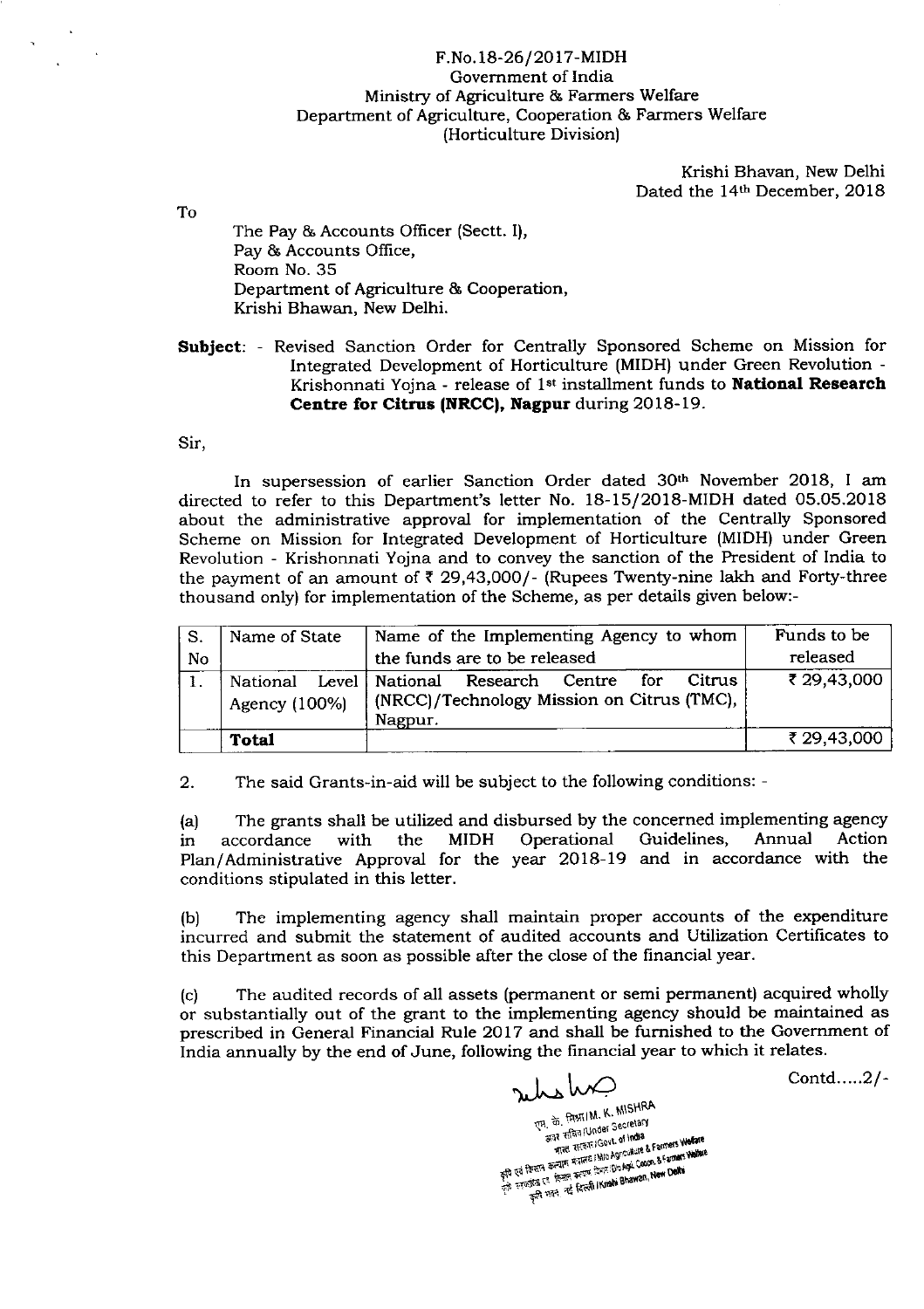F.No.18-26/2017-MIDH
Government of India
Ministry of Agriculture & Farmers Welfare
Department of Agriculture, Cooperation & Farmers Welfare
(Horticulture Division)

Krishi Bhavan, New Delhi
Dated the 14th December, 2018

To

The Pay & Accounts Officer (Sectt. I),
Pay & Accounts Office,
Room No. 35
Department of Agriculture & Cooperation,
Krishi Bhavan, New Delhi.

**Subject**: - Revised Sanction Order for Centrally Sponsored Scheme on Mission for Integrated Development of Horticulture (MIDH) under Green Revolution - Krishonnati Yojna - release of 1st installment funds to **National Research Centre for Citrus (NRCC), Nagpur** during 2018-19.

Sir,

In supersession of earlier Sanction Order dated 30th November 2018, I am directed to refer to this Department's letter No. 18-15/2018-MIDH dated 05.05.2018 about the administrative approval for implementation of the Centrally Sponsored Scheme on Mission for Integrated Development of Horticulture (MIDH) under Green Revolution - Krishonnati Yojna and to convey the sanction of the President of India to the payment of an amount of ₹ 29,43,000/- (Rupees Twenty-nine lakh and Forty-three thousand only) for implementation of the Scheme, as per details given below:-

| S. No | Name of State | Name of the Implementing Agency to whom the funds are to be released | Funds to be released |
|---|---|---|---|
| 1. | National Level Agency (100%) | National Research Centre for Citrus (NRCC)/Technology Mission on Citrus (TMC), Nagpur. | ₹ 29,43,000 |
| | **Total** | | ₹ 29,43,000 |

2. The said Grants-in-aid will be subject to the following conditions: -

(a) The grants shall be utilized and disbursed by the concerned implementing agency in accordance with the MIDH Operational Guidelines, Annual Action Plan/Administrative Approval for the year 2018-19 and in accordance with the conditions stipulated in this letter.

(b) The implementing agency shall maintain proper accounts of the expenditure incurred and submit the statement of audited accounts and Utilization Certificates to this Department as soon as possible after the close of the financial year.

(c) The audited records of all assets (permanent or semi permanent) acquired wholly or substantially out of the grant to the implementing agency should be maintained as prescribed in General Financial Rule 2017 and shall be furnished to the Government of India annually by the end of June, following the financial year to which it relates.

Contd.....2/-

एम. के. मिश्रा/M. K. MISHRA
अवर सचिव/Under Secretary
भारत सरकार/Govt. of India
कृषि एवं किसान कल्याण मंत्रालय/M/o Agriculture & Farmers Welfare
कृषि सहकारिता एवं किसान कल्याण विभाग/D/o Agri. Coopn. & Farmers Welfare
कृषि भवन, नई दिल्ली/Krishi Bhawan, New Delhi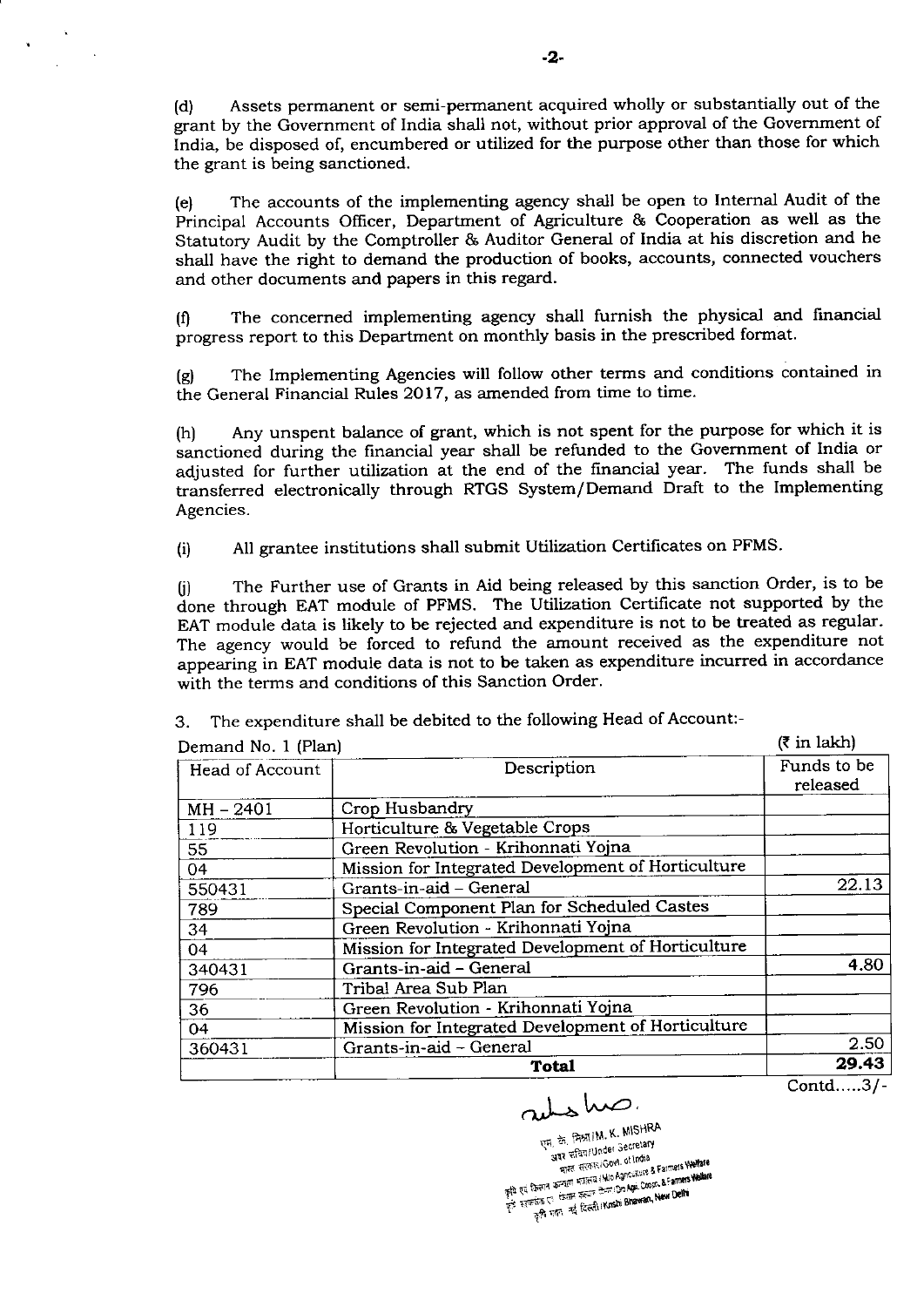(d) Assets permanent or semi-permanent acquired wholly or substantially out of the grant by the Government of India shall not, without prior approval of the Government of India, be disposed of, encumbered or utilized for the purpose other than those for which the grant is being sanctioned.

(e) The accounts of the implementing agency shall be open to Internal Audit of the Principal Accounts Officer, Department of Agriculture & Cooperation as well as the Statutory Audit by the Comptroller & Auditor General of India at his discretion and he shall have the right to demand the production of books, accounts, connected vouchers and other documents and papers in this regard.

(f) The concerned implementing agency shall furnish the physical and financial progress report to this Department on monthly basis in the prescribed format.

(g) The Implementing Agencies will follow other terms and conditions contained in the General Financial Rules 2017, as amended from time to time.

(h) Any unspent balance of grant, which is not spent for the purpose for which it is sanctioned during the financial year shall be refunded to the Government of India or adjusted for further utilization at the end of the financial year. The funds shall be transferred electronically through RTGS System/Demand Draft to the Implementing Agencies.

(i) All grantee institutions shall submit Utilization Certificates on PFMS.

(j) The Further use of Grants in Aid being released by this sanction Order, is to be done through EAT module of PFMS. The Utilization Certificate not supported by the EAT module data is likely to be rejected and expenditure is not to be treated as regular. The agency would be forced to refund the amount received as the expenditure not appearing in EAT module data is not to be taken as expenditure incurred in accordance with the terms and conditions of this Sanction Order.

3. The expenditure shall be debited to the following Head of Account:-

Demand No. 1 (Plan) (₹ in lakh)

| Head of Account | Description | Funds to be released |
|---|---|---|
| MH – 2401 | Crop Husbandry | |
| 119 | Horticulture & Vegetable Crops | |
| 55 | Green Revolution - Krihonnati Yojna | |
| 04 | Mission for Integrated Development of Horticulture | |
| 550431 | Grants-in-aid – General | 22.13 |
| 789 | Special Component Plan for Scheduled Castes | |
| 34 | Green Revolution - Krihonnati Yojna | |
| 04 | Mission for Integrated Development of Horticulture | |
| 340431 | Grants-in-aid – General | 4.80 |
| 796 | Tribal Area Sub Plan | |
| 36 | Green Revolution - Krihonnati Yojna | |
| 04 | Mission for Integrated Development of Horticulture | |
| 360431 | Grants-in-aid – General | 2.50 |
| | **Total** | **29.43** |

Contd.....3/-

एम. के. मिश्रा/M. K. MISHRA
अवर सचिव/Under Secretary
भारत सरकार/Govt. of India
कृषि एवं किसान कल्याण मंत्रालय/M/o Agriculture & Farmers Welfare
कृषि सहकारिता एवं किसान कल्याण विभाग/D/o Agri. Coop. & Farmers Welfare
कृषि भवन, नई दिल्ली/Krishi Bhawan, New Delhi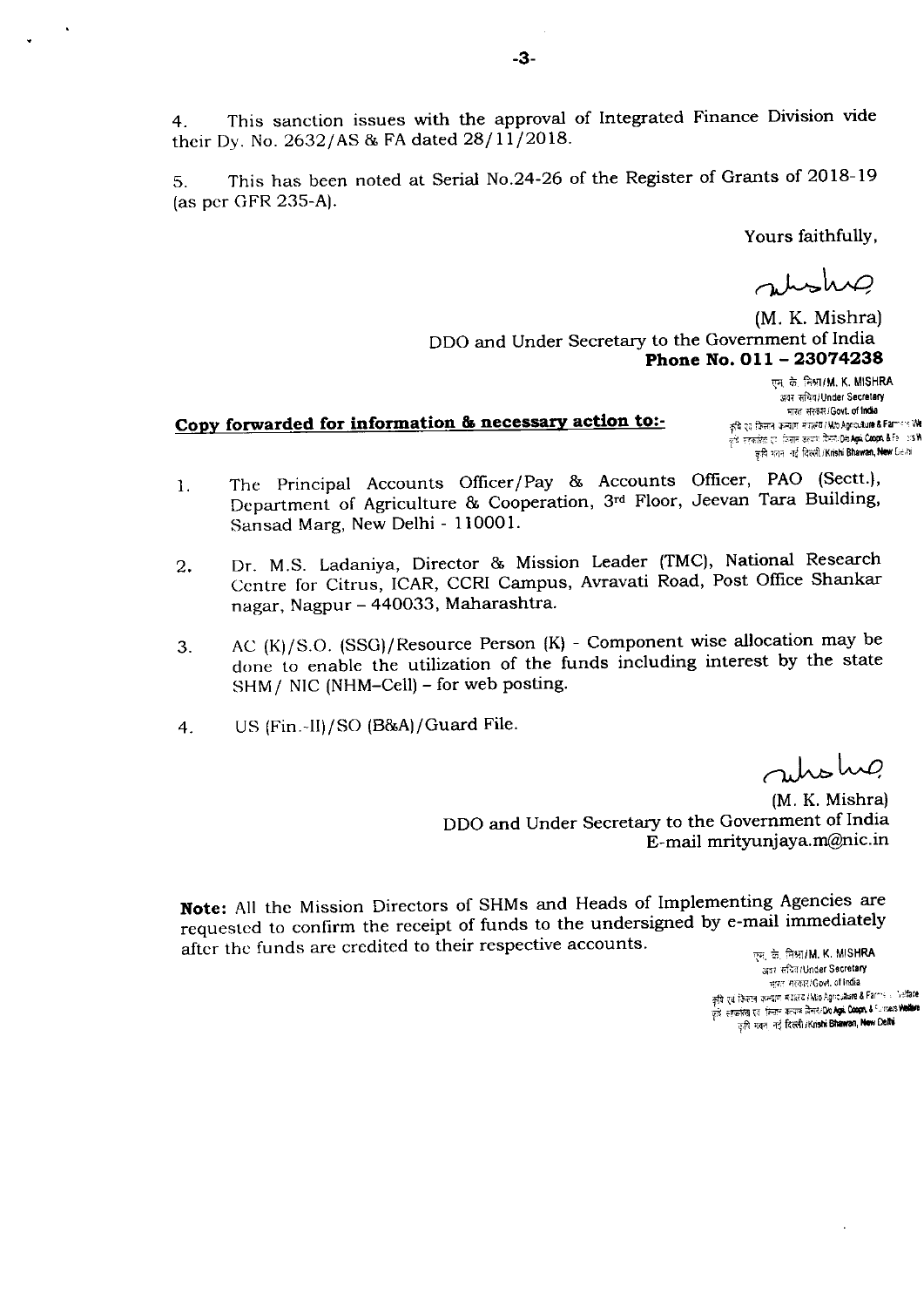4. This sanction issues with the approval of Integrated Finance Division vide their Dy. No. 2632/AS & FA dated 28/11/2018.

5. This has been noted at Serial No.24-26 of the Register of Grants of 2018-19 (as per GFR 235-A).

Yours faithfully,

(M. K. Mishra)
DDO and Under Secretary to the Government of India
**Phone No. 011 – 23074238**

एम. के. मिश्रा/M. K. MISHRA
अवर सचिव/Under Secretary
भारत सरकार/Govt. of India
कृषि एवं किसान कल्याण मंत्रालय/M/o Agriculture & Farmers Welfare
कृषि सहकारिता एवं किसान कल्याण विभाग/D/o Agri. Coopn. & Farmers Welfare
कृषि भवन, नई दिल्ली/Krishi Bhawan, New Delhi

**Copy forwarded for information & necessary action to:-**

1. The Principal Accounts Officer/Pay & Accounts Officer, PAO (Sectt.), Department of Agriculture & Cooperation, 3rd Floor, Jeevan Tara Building, Sansad Marg, New Delhi - 110001.

2. Dr. M.S. Ladaniya, Director & Mission Leader (TMC), National Research Centre for Citrus, ICAR, CCRI Campus, Avravati Road, Post Office Shankar nagar, Nagpur – 440033, Maharashtra.

3. AC (K)/S.O. (SSG)/Resource Person (K) - Component wise allocation may be done to enable the utilization of the funds including interest by the state SHM/ NIC (NHM–Cell) – for web posting.

4. US (Fin.-II)/SO (B&A)/Guard File.

(M. K. Mishra)
DDO and Under Secretary to the Government of India
E-mail mrityunjaya.m@nic.in

**Note:** All the Mission Directors of SHMs and Heads of Implementing Agencies are requested to confirm the receipt of funds to the undersigned by e-mail immediately after the funds are credited to their respective accounts.

एम. के. मिश्रा/M. K. MISHRA
अवर सचिव/Under Secretary
भारत सरकार/Govt. of India
कृषि एवं किसान कल्याण मंत्रालय/M/o Agriculture & Farmers Welfare
कृषि सहकारिता एवं किसान कल्याण विभाग/D/o Agri. Coopn. & Farmers Welfare
कृषि भवन, नई दिल्ली/Krishi Bhawan, New Delhi